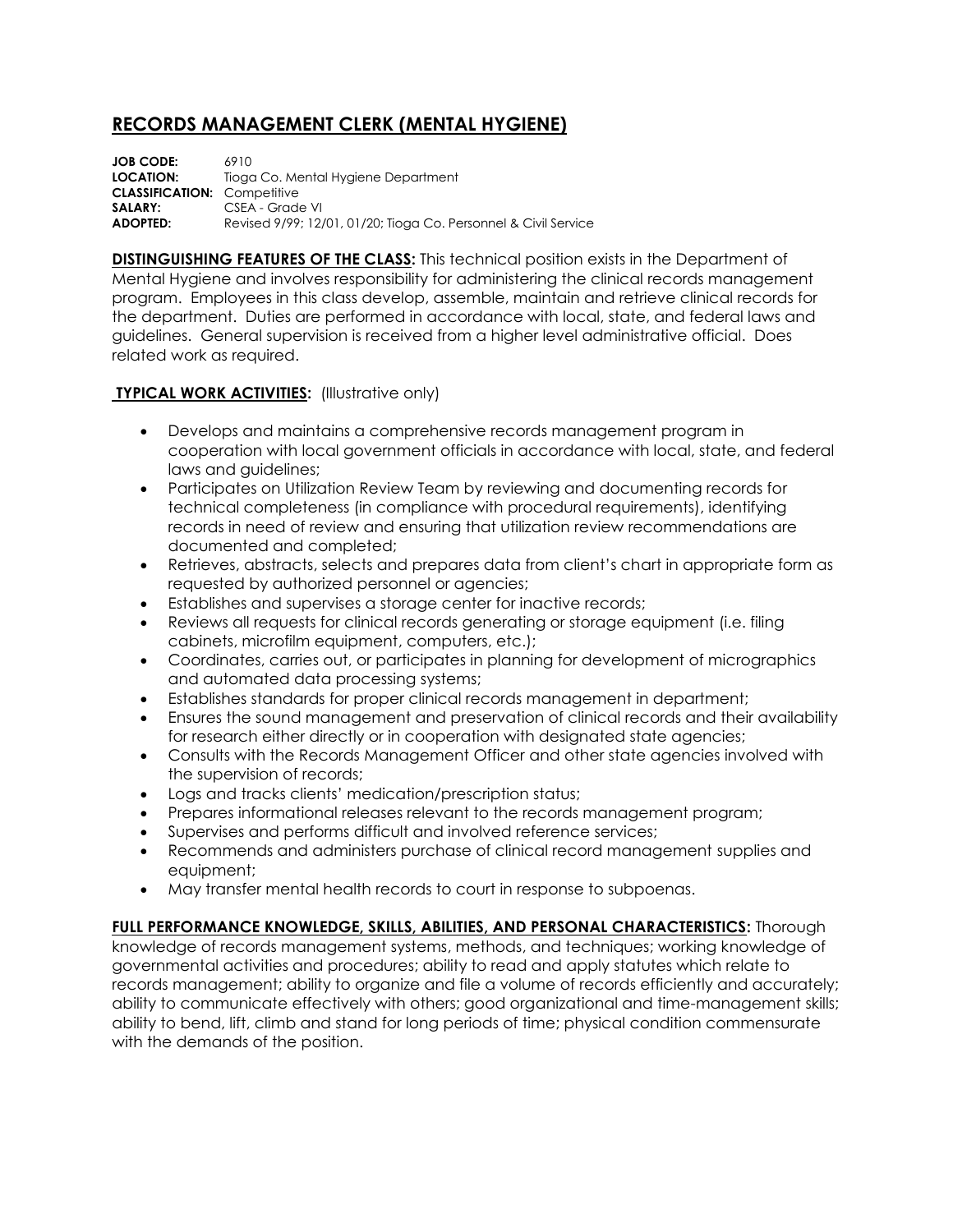# RECORDS MANAGEMENT CLERK (MENTAL HYGIENE)

**JOB CODE:** 6910
**LOCATION:** Tioga Co. Mental Hygiene Department
**CLASSIFICATION:** Competitive
**SALARY:** CSEA - Grade VI
**ADOPTED:** Revised 9/99; 12/01, 01/20; Tioga Co. Personnel & Civil Service

**DISTINGUISHING FEATURES OF THE CLASS:** This technical position exists in the Department of Mental Hygiene and involves responsibility for administering the clinical records management program. Employees in this class develop, assemble, maintain and retrieve clinical records for the department. Duties are performed in accordance with local, state, and federal laws and guidelines. General supervision is received from a higher level administrative official. Does related work as required.

**TYPICAL WORK ACTIVITIES:** (Illustrative only)

- Develops and maintains a comprehensive records management program in cooperation with local government officials in accordance with local, state, and federal laws and guidelines;
- Participates on Utilization Review Team by reviewing and documenting records for technical completeness (in compliance with procedural requirements), identifying records in need of review and ensuring that utilization review recommendations are documented and completed;
- Retrieves, abstracts, selects and prepares data from client's chart in appropriate form as requested by authorized personnel or agencies;
- Establishes and supervises a storage center for inactive records;
- Reviews all requests for clinical records generating or storage equipment (i.e. filing cabinets, microfilm equipment, computers, etc.);
- Coordinates, carries out, or participates in planning for development of micrographics and automated data processing systems;
- Establishes standards for proper clinical records management in department;
- Ensures the sound management and preservation of clinical records and their availability for research either directly or in cooperation with designated state agencies;
- Consults with the Records Management Officer and other state agencies involved with the supervision of records;
- Logs and tracks clients' medication/prescription status;
- Prepares informational releases relevant to the records management program;
- Supervises and performs difficult and involved reference services;
- Recommends and administers purchase of clinical record management supplies and equipment;
- May transfer mental health records to court in response to subpoenas.

**FULL PERFORMANCE KNOWLEDGE, SKILLS, ABILITIES, AND PERSONAL CHARACTERISTICS:** Thorough knowledge of records management systems, methods, and techniques; working knowledge of governmental activities and procedures; ability to read and apply statutes which relate to records management; ability to organize and file a volume of records efficiently and accurately; ability to communicate effectively with others; good organizational and time-management skills; ability to bend, lift, climb and stand for long periods of time; physical condition commensurate with the demands of the position.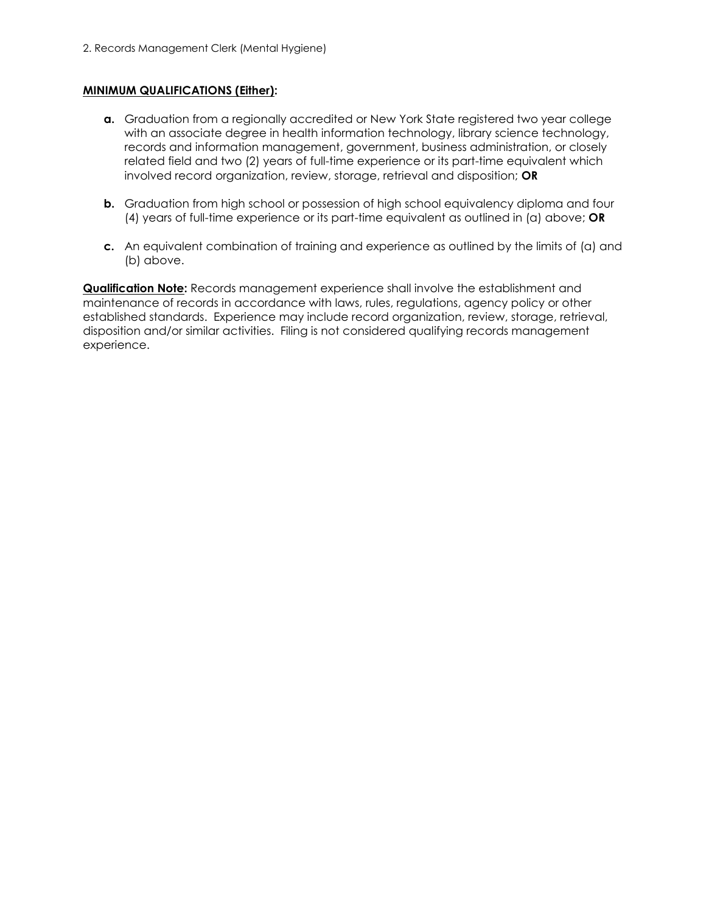**MINIMUM QUALIFICATIONS (Either):**

- **a.** Graduation from a regionally accredited or New York State registered two year college with an associate degree in health information technology, library science technology, records and information management, government, business administration, or closely related field and two (2) years of full-time experience or its part-time equivalent which involved record organization, review, storage, retrieval and disposition; **OR**

- **b.** Graduation from high school or possession of high school equivalency diploma and four (4) years of full-time experience or its part-time equivalent as outlined in (a) above; **OR**

- **c.** An equivalent combination of training and experience as outlined by the limits of (a) and (b) above.

**Qualification Note:** Records management experience shall involve the establishment and maintenance of records in accordance with laws, rules, regulations, agency policy or other established standards. Experience may include record organization, review, storage, retrieval, disposition and/or similar activities. Filing is not considered qualifying records management experience.